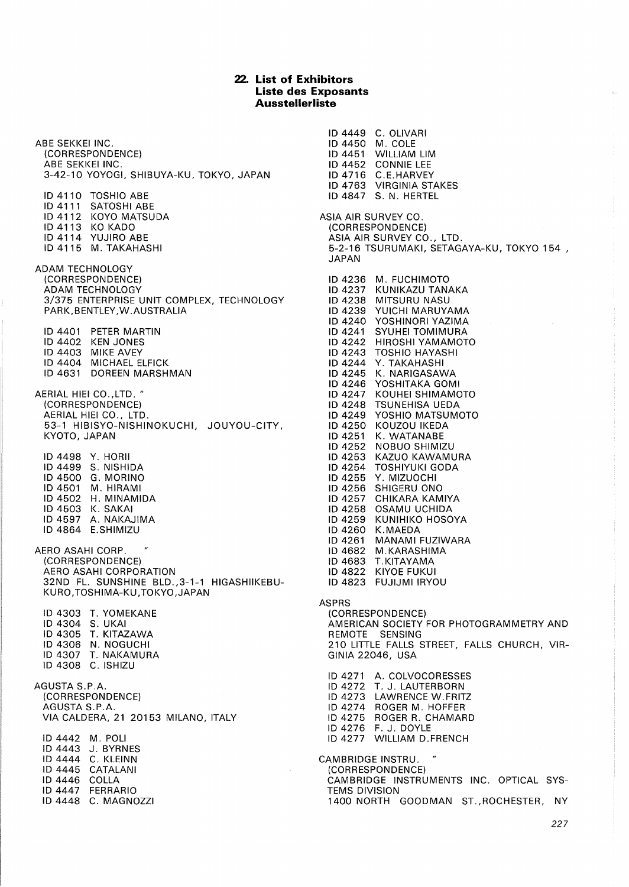## 22. List of Exhibitors
## Liste des Exposants
## Ausstellerliste

ABE SEKKEI INC.
(CORRESPONDENCE)
ABE SEKKEI INC.
3-42-10 YOYOGI, SHIBUYA-KU, TOKYO, JAPAN

ID 4110 TOSHIO ABE
ID 4111 SATOSHI ABE
ID 4112 KOYO MATSUDA
ID 4113 KO KADO
ID 4114 YUJIRO ABE
ID 4115 M. TAKAHASHI

ADAM TECHNOLOGY
(CORRESPONDENCE)
ADAM TECHNOLOGY
3/375 ENTERPRISE UNIT COMPLEX, TECHNOLOGY PARK,BENTLEY,W.AUSTRALIA

ID 4401 PETER MARTIN
ID 4402 KEN JONES
ID 4403 MIKE AVEY
ID 4404 MICHAEL ELFICK
ID 4631 DOREEN MARSHMAN

AERIAL HIEI CO.,LTD. "
(CORRESPONDENCE)
AERIAL HIEI CO., LTD.
53-1 HIBISYO-NISHINOKUCHI, JOUYOU-CITY, KYOTO, JAPAN

ID 4498 Y. HORII
ID 4499 S. NISHIDA
ID 4500 G. MORINO
ID 4501 M. HIRAMI
ID 4502 H. MINAMIDA
ID 4503 K. SAKAI
ID 4597 A. NAKAJIMA
ID 4864 E.SHIMIZU

AERO ASAHI CORP. "
(CORRESPONDENCE)
AERO ASAHI CORPORATION
32ND FL. SUNSHINE BLD.,3-1-1 HIGASHIIKEBUKURO,TOSHIMA-KU,TOKYO,JAPAN

ID 4303 T. YOMEKANE
ID 4304 S. UKAI
ID 4305 T. KITAZAWA
ID 4306 N. NOGUCHI
ID 4307 T. NAKAMURA
ID 4308 C. ISHIZU

AGUSTA S.P.A.
(CORRESPONDENCE)
AGUSTA S.P.A.
VIA CALDERA, 21 20153 MILANO, ITALY

ID 4442 M. POLI
ID 4443 J. BYRNES
ID 4444 C. KLEINN
ID 4445 CATALANI
ID 4446 COLLA
ID 4447 FERRARIO
ID 4448 C. MAGNOZZI
ID 4449 C. OLIVARI
ID 4450 M. COLE
ID 4451 WILLIAM LIM
ID 4452 CONNIE LEE
ID 4716 C.E.HARVEY
ID 4763 VIRGINIA STAKES
ID 4847 S. N. HERTEL

ASIA AIR SURVEY CO.
(CORRESPONDENCE)
ASIA AIR SURVEY CO., LTD.
5-2-16 TSURUMAKI, SETAGAYA-KU, TOKYO 154 , JAPAN

ID 4236 M. FUCHIMOTO
ID 4237 KUNIKAZU TANAKA
ID 4238 MITSURU NASU
ID 4239 YUICHI MARUYAMA
ID 4240 YOSHINORI YAZIMA
ID 4241 SYUHEI TOMIMURA
ID 4242 HIROSHI YAMAMOTO
ID 4243 TOSHIO HAYASHI
ID 4244 Y. TAKAHASHI
ID 4245 K. NARIGASAWA
ID 4246 YOSHITAKA GOMI
ID 4247 KOUHEI SHIMAMOTO
ID 4248 TSUNEHISA UEDA
ID 4249 YOSHIO MATSUMOTO
ID 4250 KOUZOU IKEDA
ID 4251 K. WATANABE
ID 4252 NOBUO SHIMIZU
ID 4253 KAZUO KAWAMURA
ID 4254 TOSHIYUKI GODA
ID 4255 Y. MIZUOCHI
ID 4256 SHIGERU ONO
ID 4257 CHIKARA KAMIYA
ID 4258 OSAMU UCHIDA
ID 4259 KUNIHIKO HOSOYA
ID 4260 K.MAEDA
ID 4261 MANAMI FUZIWARA
ID 4682 M.KARASHIMA
ID 4683 T.KITAYAMA
ID 4822 KIYOE FUKUI
ID 4823 FUJIJMI IRYOU

ASPRS
(CORRESPONDENCE)
AMERICAN SOCIETY FOR PHOTOGRAMMETRY AND REMOTE SENSING
210 LITTLE FALLS STREET, FALLS CHURCH, VIRGINIA 22046, USA

ID 4271 A. COLVOCORESSES
ID 4272 T. J. LAUTERBORN
ID 4273 LAWRENCE W.FRITZ
ID 4274 ROGER M. HOFFER
ID 4275 ROGER R. CHAMARD
ID 4276 F. J. DOYLE
ID 4277 WILLIAM D.FRENCH

CAMBRIDGE INSTRU. "
(CORRESPONDENCE)
CAMBRIDGE INSTRUMENTS INC. OPTICAL SYSTEMS DIVISION
1400 NORTH GOODMAN ST.,ROCHESTER, NY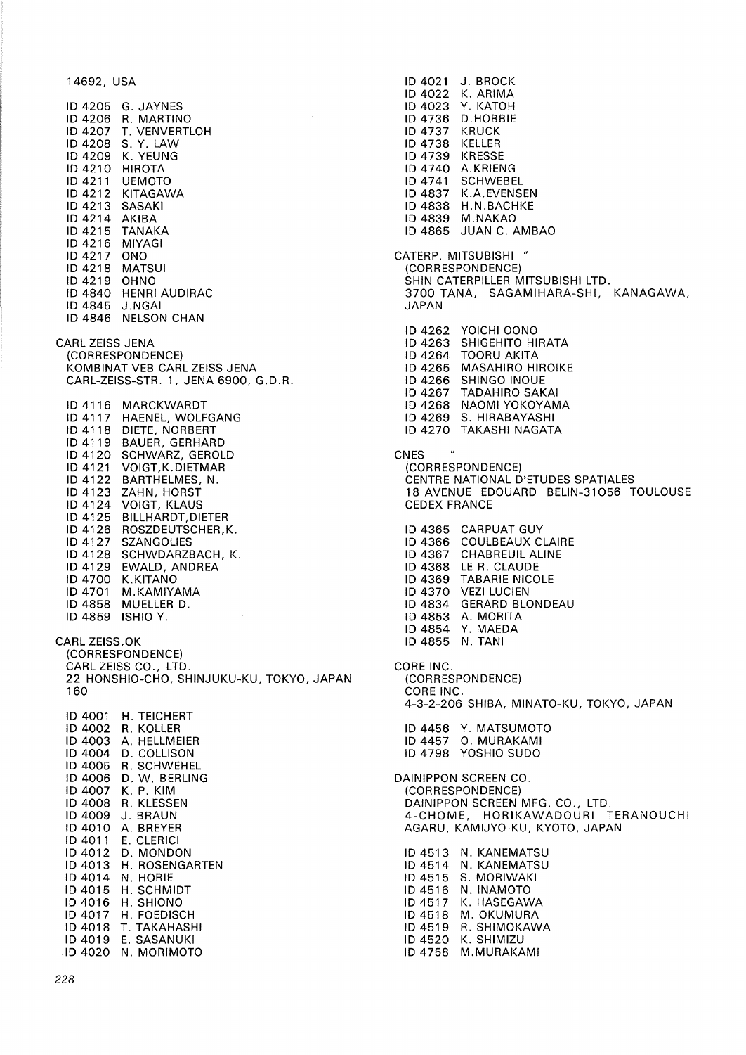14692, USA

ID 4205 G. JAYNES
ID 4206 R. MARTINO
ID 4207 T. VENVERTLOH
ID 4208 S. Y. LAW
ID 4209 K. YEUNG
ID 4210 HIROTA
ID 4211 UEMOTO
ID 4212 KITAGAWA
ID 4213 SASAKI
ID 4214 AKIBA
ID 4215 TANAKA
ID 4216 MIYAGI
ID 4217 ONO
ID 4218 MATSUI
ID 4219 OHNO
ID 4840 HENRI AUDIRAC
ID 4845 J.NGAI
ID 4846 NELSON CHAN

CARL ZEISS JENA
(CORRESPONDENCE)
KOMBINAT VEB CARL ZEISS JENA
CARL-ZEISS-STR. 1, JENA 6900, G.D.R.

ID 4116 MARCKWARDT
ID 4117 HAENEL, WOLFGANG
ID 4118 DIETE, NORBERT
ID 4119 BAUER, GERHARD
ID 4120 SCHWARZ, GEROLD
ID 4121 VOIGT,K.DIETMAR
ID 4122 BARTHELMES, N.
ID 4123 ZAHN, HORST
ID 4124 VOIGT, KLAUS
ID 4125 BILLHARDT,DIETER
ID 4126 ROSZDEUTSCHER,K.
ID 4127 SZANGOLIES
ID 4128 SCHWDARZBACH, K.
ID 4129 EWALD, ANDREA
ID 4700 K.KITANO
ID 4701 M.KAMIYAMA
ID 4858 MUELLER D.
ID 4859 ISHIO Y.

CARL ZEISS,OK
(CORRESPONDENCE)
CARL ZEISS CO., LTD.
22 HONSHIO-CHO, SHINJUKU-KU, TOKYO, JAPAN 160

ID 4001 H. TEICHERT
ID 4002 R. KOLLER
ID 4003 A. HELLMEIER
ID 4004 D. COLLISON
ID 4005 R. SCHWEHEL
ID 4006 D. W. BERLING
ID 4007 K. P. KIM
ID 4008 R. KLESSEN
ID 4009 J. BRAUN
ID 4010 A. BREYER
ID 4011 E. CLERICI
ID 4012 D. MONDON
ID 4013 H. ROSENGARTEN
ID 4014 N. HORIE
ID 4015 H. SCHMIDT
ID 4016 H. SHIONO
ID 4017 H. FOEDISCH
ID 4018 T. TAKAHASHI
ID 4019 E. SASANUKI
ID 4020 N. MORIMOTO
ID 4021 J. BROCK
ID 4022 K. ARIMA
ID 4023 Y. KATOH
ID 4736 D.HOBBIE
ID 4737 KRUCK
ID 4738 KELLER
ID 4739 KRESSE
ID 4740 A.KRIENG
ID 4741 SCHWEBEL
ID 4837 K.A.EVENSEN
ID 4838 H.N.BACHKE
ID 4839 M.NAKAO
ID 4865 JUAN C. AMBAO

CATERP. MITSUBISHI "
(CORRESPONDENCE)
SHIN CATERPILLER MITSUBISHI LTD.
3700 TANA, SAGAMIHARA-SHI, KANAGAWA, JAPAN

ID 4262 YOICHI OONO
ID 4263 SHIGEHITO HIRATA
ID 4264 TOORU AKITA
ID 4265 MASAHIRO HIROIKE
ID 4266 SHINGO INOUE
ID 4267 TADAHIRO SAKAI
ID 4268 NAOMI YOKOYAMA
ID 4269 S. HIRABAYASHI
ID 4270 TAKASHI NAGATA

CNES "
(CORRESPONDENCE)
CENTRE NATIONAL D'ETUDES SPATIALES
18 AVENUE EDOUARD BELIN-31056 TOULOUSE CEDEX FRANCE

ID 4365 CARPUAT GUY
ID 4366 COULBEAUX CLAIRE
ID 4367 CHABREUIL ALINE
ID 4368 LE R. CLAUDE
ID 4369 TABARIE NICOLE
ID 4370 VEZI LUCIEN
ID 4834 GERARD BLONDEAU
ID 4853 A. MORITA
ID 4854 Y. MAEDA
ID 4855 N. TANI

CORE INC.
(CORRESPONDENCE)
CORE INC.
4-3-2-206 SHIBA, MINATO-KU, TOKYO, JAPAN

ID 4456 Y. MATSUMOTO
ID 4457 O. MURAKAMI
ID 4798 YOSHIO SUDO

DAINIPPON SCREEN CO.
(CORRESPONDENCE)
DAINIPPON SCREEN MFG. CO., LTD.
4-CHOME, HORIKAWADOURI TERANOUCHI AGARU, KAMIJYO-KU, KYOTO, JAPAN

ID 4513 N. KANEMATSU
ID 4514 N. KANEMATSU
ID 4515 S. MORIWAKI
ID 4516 N. INAMOTO
ID 4517 K. HASEGAWA
ID 4518 M. OKUMURA
ID 4519 R. SHIMOKAWA
ID 4520 K. SHIMIZU
ID 4758 M.MURAKAMI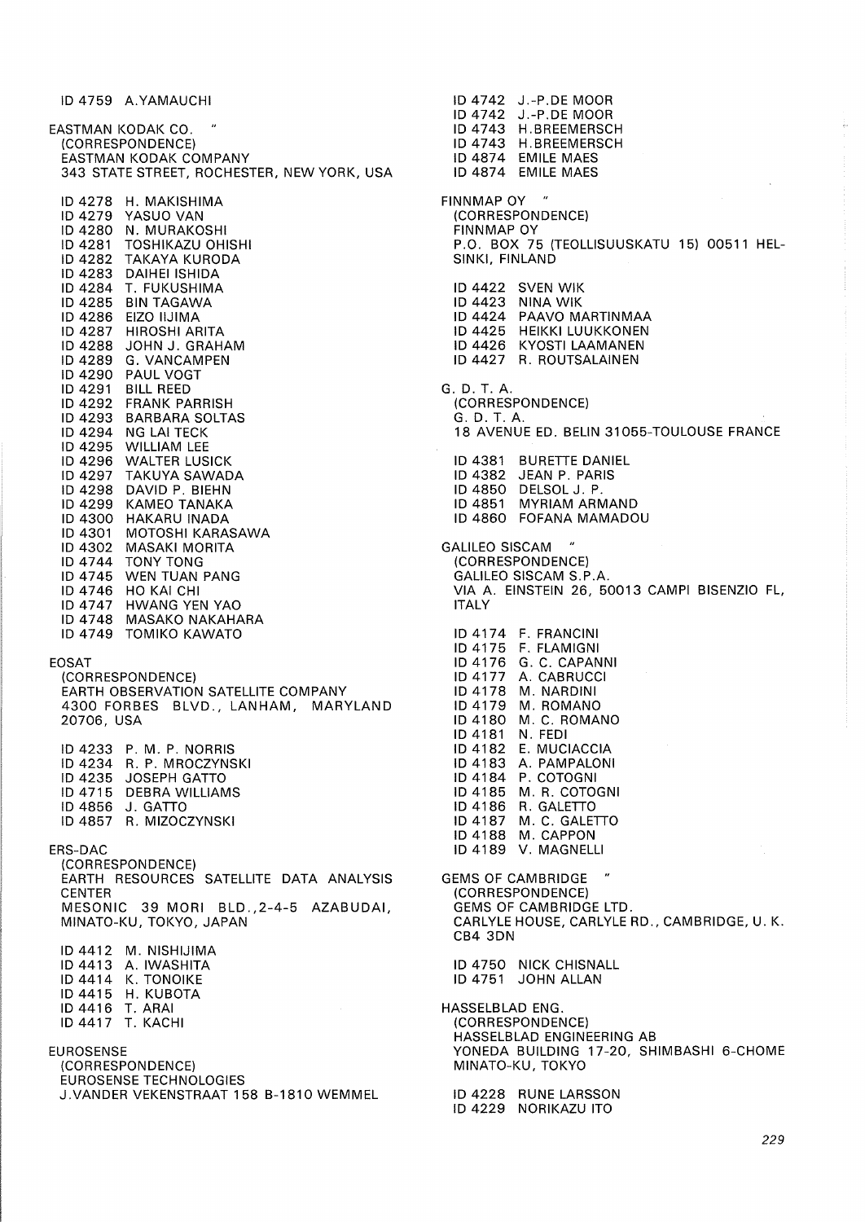ID 4759 A.YAMAUCHI

EASTMAN KODAK CO. "
(CORRESPONDENCE)
EASTMAN KODAK COMPANY
343 STATE STREET, ROCHESTER, NEW YORK, USA

ID 4278 H. MAKISHIMA
ID 4279 YASUO VAN
ID 4280 N. MURAKOSHI
ID 4281 TOSHIKAZU OHISHI
ID 4282 TAKAYA KURODA
ID 4283 DAIHEI ISHIDA
ID 4284 T. FUKUSHIMA
ID 4285 BIN TAGAWA
ID 4286 EIZO IIJIMA
ID 4287 HIROSHI ARITA
ID 4288 JOHN J. GRAHAM
ID 4289 G. VANCAMPEN
ID 4290 PAUL VOGT
ID 4291 BILL REED
ID 4292 FRANK PARRISH
ID 4293 BARBARA SOLTAS
ID 4294 NG LAI TECK
ID 4295 WILLIAM LEE
ID 4296 WALTER LUSICK
ID 4297 TAKUYA SAWADA
ID 4298 DAVID P. BIEHN
ID 4299 KAMEO TANAKA
ID 4300 HAKARU INADA
ID 4301 MOTOSHI KARASAWA
ID 4302 MASAKI MORITA
ID 4744 TONY TONG
ID 4745 WEN TUAN PANG
ID 4746 HO KAI CHI
ID 4747 HWANG YEN YAO
ID 4748 MASAKO NAKAHARA
ID 4749 TOMIKO KAWATO

EOSAT
(CORRESPONDENCE)
EARTH OBSERVATION SATELLITE COMPANY
4300 FORBES BLVD., LANHAM, MARYLAND 20706, USA

ID 4233 P. M. P. NORRIS
ID 4234 R. P. MROCZYNSKI
ID 4235 JOSEPH GATTO
ID 4715 DEBRA WILLIAMS
ID 4856 J. GATTO
ID 4857 R. MIZOCZYNSKI

ERS-DAC
(CORRESPONDENCE)
EARTH RESOURCES SATELLITE DATA ANALYSIS CENTER
MESONIC 39 MORI BLD.,2-4-5 AZABUDAI, MINATO-KU, TOKYO, JAPAN

ID 4412 M. NISHIJIMA
ID 4413 A. IWASHITA
ID 4414 K. TONOIKE
ID 4415 H. KUBOTA
ID 4416 T. ARAI
ID 4417 T. KACHI

EUROSENSE
(CORRESPONDENCE)
EUROSENSE TECHNOLOGIES
J.VANDER VEKENSTRAAT 158 B-1810 WEMMEL

ID 4742 J.-P.DE MOOR
ID 4742 J.-P.DE MOOR
ID 4743 H.BREEMERSCH
ID 4743 H.BREEMERSCH
ID 4874 EMILE MAES
ID 4874 EMILE MAES

FINNMAP OY "
(CORRESPONDENCE)
FINNMAP OY
P.O. BOX 75 (TEOLLISUUSKATU 15) 00511 HELSINKI, FINLAND

ID 4422 SVEN WIK
ID 4423 NINA WIK
ID 4424 PAAVO MARTINMAA
ID 4425 HEIKKI LUUKKONEN
ID 4426 KYOSTI LAAMANEN
ID 4427 R. ROUTSALAINEN

G. D. T. A.
(CORRESPONDENCE)
G. D. T. A.
18 AVENUE ED. BELIN 31055-TOULOUSE FRANCE

ID 4381 BURETTE DANIEL
ID 4382 JEAN P. PARIS
ID 4850 DELSOL J. P.
ID 4851 MYRIAM ARMAND
ID 4860 FOFANA MAMADOU

GALILEO SISCAM "
(CORRESPONDENCE)
GALILEO SISCAM S.P.A.
VIA A. EINSTEIN 26, 50013 CAMPI BISENZIO FL, ITALY

ID 4174 F. FRANCINI
ID 4175 F. FLAMIGNI
ID 4176 G. C. CAPANNI
ID 4177 A. CABRUCCI
ID 4178 M. NARDINI
ID 4179 M. ROMANO
ID 4180 M. C. ROMANO
ID 4181 N. FEDI
ID 4182 E. MUCIACCIA
ID 4183 A. PAMPALONI
ID 4184 P. COTOGNI
ID 4185 M. R. COTOGNI
ID 4186 R. GALETTO
ID 4187 M. C. GALETTO
ID 4188 M. CAPPON
ID 4189 V. MAGNELLI

GEMS OF CAMBRIDGE "
(CORRESPONDENCE)
GEMS OF CAMBRIDGE LTD.
CARLYLE HOUSE, CARLYLE RD., CAMBRIDGE, U. K. CB4 3DN

ID 4750 NICK CHISNALL
ID 4751 JOHN ALLAN

HASSELBLAD ENG.
(CORRESPONDENCE)
HASSELBLAD ENGINEERING AB
YONEDA BUILDING 17-20, SHIMBASHI 6-CHOME MINATO-KU, TOKYO

ID 4228 RUNE LARSSON
ID 4229 NORIKAZU ITO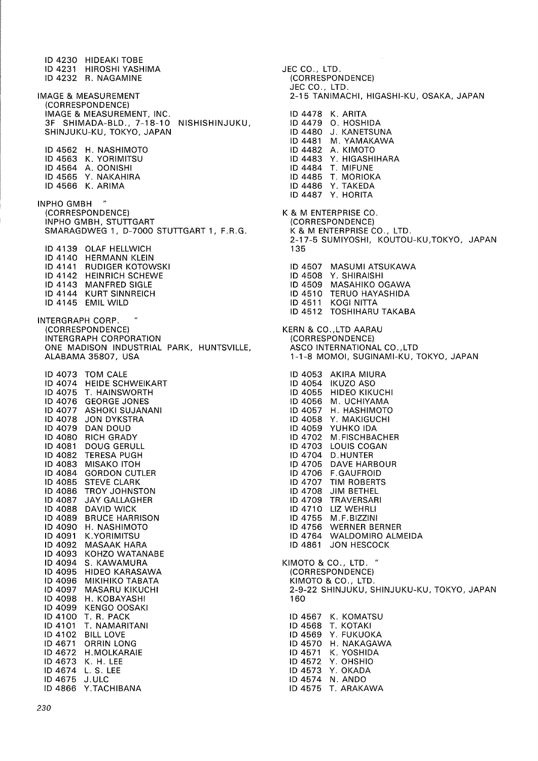ID 4230 HIDEAKI TOBE
ID 4231 HIROSHI YASHIMA
ID 4232 R. NAGAMINE

IMAGE & MEASUREMENT
(CORRESPONDENCE)
IMAGE & MEASUREMENT, INC.
3F SHIMADA-BLD., 7-18-10 NISHISHINJUKU, SHINJUKU-KU, TOKYO, JAPAN

ID 4562 H. NASHIMOTO
ID 4563 K. YORIMITSU
ID 4564 A. OONISHI
ID 4565 Y. NAKAHIRA
ID 4566 K. ARIMA

INPHO GMBH "
(CORRESPONDENCE)
INPHO GMBH, STUTTGART
SMARAGDWEG 1, D-7000 STUTTGART 1, F.R.G.

ID 4139 OLAF HELLWICH
ID 4140 HERMANN KLEIN
ID 4141 RUDIGER KOTOWSKI
ID 4142 HEINRICH SCHEWE
ID 4143 MANFRED SIGLE
ID 4144 KURT SINNREICH
ID 4145 EMIL WILD

INTERGRAPH CORP. "
(CORRESPONDENCE)
INTERGRAPH CORPORATION
ONE MADISON INDUSTRIAL PARK, HUNTSVILLE, ALABAMA 35807, USA

ID 4073 TOM CALE
ID 4074 HEIDE SCHWEIKART
ID 4075 T. HAINSWORTH
ID 4076 GEORGE JONES
ID 4077 ASHOKI SUJANANI
ID 4078 JON DYKSTRA
ID 4079 DAN DOUD
ID 4080 RICH GRADY
ID 4081 DOUG GERULL
ID 4082 TERESA PUGH
ID 4083 MISAKO ITOH
ID 4084 GORDON CUTLER
ID 4085 STEVE CLARK
ID 4086 TROY JOHNSTON
ID 4087 JAY GALLAGHER
ID 4088 DAVID WICK
ID 4089 BRUCE HARRISON
ID 4090 H. NASHIMOTO
ID 4091 K.YORIMITSU
ID 4092 MASAAK HARA
ID 4093 KOHZO WATANABE
ID 4094 S. KAWAMURA
ID 4095 HIDEO KARASAWA
ID 4096 MIKIHIKO TABATA
ID 4097 MASARU KIKUCHI
ID 4098 H. KOBAYASHI
ID 4099 KENGO OOSAKI
ID 4100 T. R. PACK
ID 4101 T. NAMARITANI
ID 4102 BILL LOVE
ID 4671 ORRIN LONG
ID 4672 H.MOLKARAIE
ID 4673 K. H. LEE
ID 4674 L. S. LEE
ID 4675 J.ULC
ID 4866 Y.TACHIBANA

JEC CO., LTD.
(CORRESPONDENCE)
JEC CO., LTD.
2-15 TANIMACHI, HIGASHI-KU, OSAKA, JAPAN

ID 4478 K. ARITA
ID 4479 O. HOSHIDA
ID 4480 J. KANETSUNA
ID 4481 M. YAMAKAWA
ID 4482 A. KIMOTO
ID 4483 Y. HIGASHIHARA
ID 4484 T. MIFUNE
ID 4485 T. MORIOKA
ID 4486 Y. TAKEDA
ID 4487 Y. HORITA

K & M ENTERPRISE CO.
(CORRESPONDENCE)
K & M ENTERPRISE CO., LTD.
2-17-5 SUMIYOSHI, KOUTOU-KU,TOKYO, JAPAN 135

ID 4507 MASUMI ATSUKAWA
ID 4508 Y. SHIRAISHI
ID 4509 MASAHIKO OGAWA
ID 4510 TERUO HAYASHIDA
ID 4511 KOGI NITTA
ID 4512 TOSHIHARU TAKABA

KERN & CO.,LTD AARAU
(CORRESPONDENCE)
ASCO INTERNATIONAL CO.,LTD
1-1-8 MOMOI, SUGINAMI-KU, TOKYO, JAPAN

ID 4053 AKIRA MIURA
ID 4054 IKUZO ASO
ID 4055 HIDEO KIKUCHI
ID 4056 M. UCHIYAMA
ID 4057 H. HASHIMOTO
ID 4058 Y. MAKIGUCHI
ID 4059 YUHKO IDA
ID 4702 M.FISCHBACHER
ID 4703 LOUIS COGAN
ID 4704 D.HUNTER
ID 4705 DAVE HARBOUR
ID 4706 F.GAUFROID
ID 4707 TIM ROBERTS
ID 4708 JIM BETHEL
ID 4709 TRAVERSARI
ID 4710 LIZ WEHRLI
ID 4755 M.F.BIZZINI
ID 4756 WERNER BERNER
ID 4764 WALDOMIRO ALMEIDA
ID 4861 JON HESCOCK

KIMOTO & CO., LTD. "
(CORRESPONDENCE)
KIMOTO & CO., LTD.
2-9-22 SHINJUKU, SHINJUKU-KU, TOKYO, JAPAN 160

ID 4567 K. KOMATSU
ID 4568 T. KOTAKI
ID 4569 Y. FUKUOKA
ID 4570 H. NAKAGAWA
ID 4571 K. YOSHIDA
ID 4572 Y. OHSHIO
ID 4573 Y. OKADA
ID 4574 N. ANDO
ID 4575 T. ARAKAWA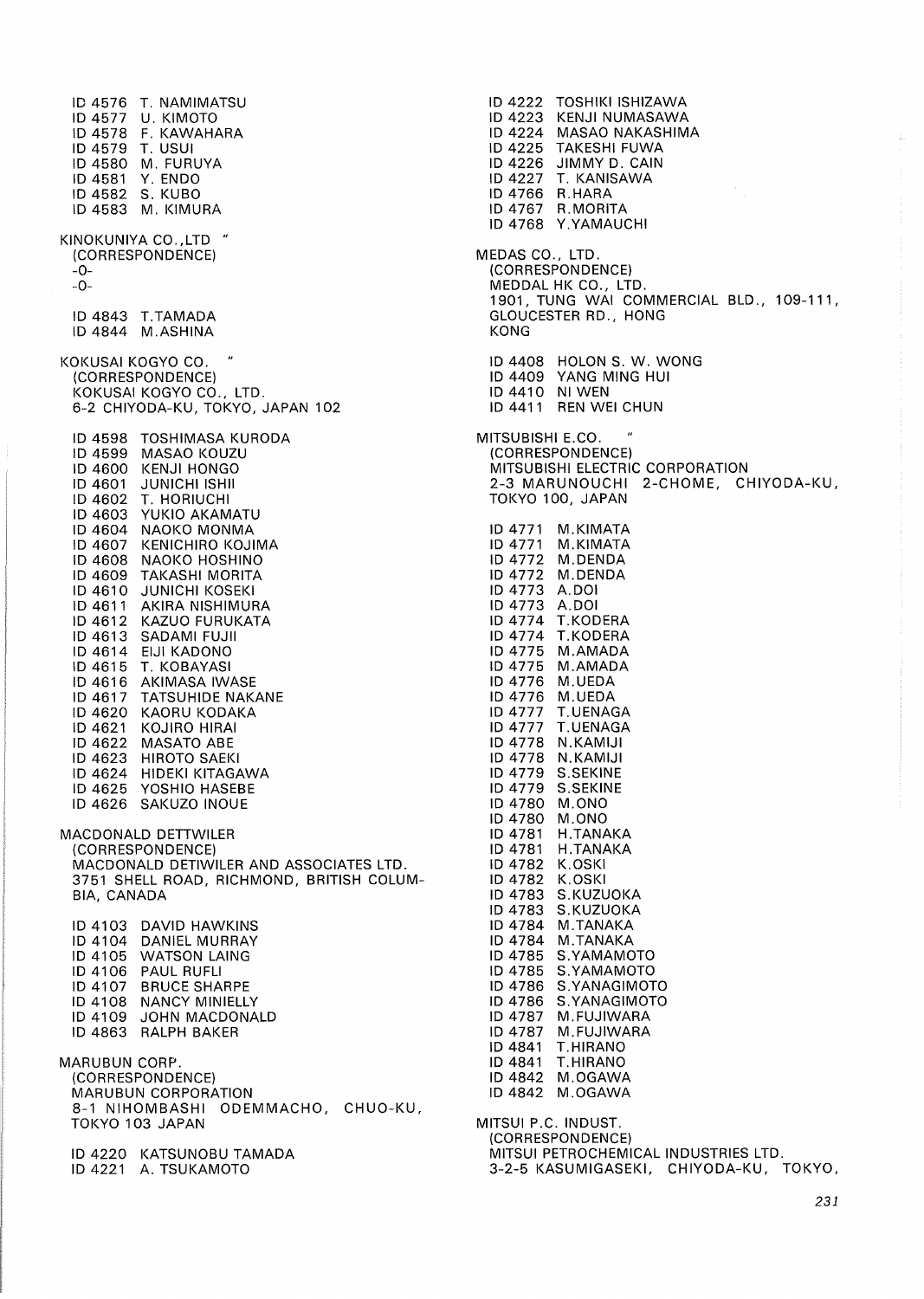ID 4576 T. NAMIMATSU
ID 4577 U. KIMOTO
ID 4578 F. KAWAHARA
ID 4579 T. USUI
ID 4580 M. FURUYA
ID 4581 Y. ENDO
ID 4582 S. KUBO
ID 4583 M. KIMURA

KINOKUNIYA CO.,LTD "
(CORRESPONDENCE)
-0-
-0-

ID 4843 T.TAMADA
ID 4844 M.ASHINA

KOKUSAI KOGYO CO. "
(CORRESPONDENCE)
KOKUSAI KOGYO CO., LTD.
6-2 CHIYODA-KU, TOKYO, JAPAN 102

ID 4598 TOSHIMASA KURODA
ID 4599 MASAO KOUZU
ID 4600 KENJI HONGO
ID 4601 JUNICHI ISHII
ID 4602 T. HORIUCHI
ID 4603 YUKIO AKAMATU
ID 4604 NAOKO MONMA
ID 4607 KENICHIRO KOJIMA
ID 4608 NAOKO HOSHINO
ID 4609 TAKASHI MORITA
ID 4610 JUNICHI KOSEKI
ID 4611 AKIRA NISHIMURA
ID 4612 KAZUO FURUKATA
ID 4613 SADAMI FUJII
ID 4614 EIJI KADONO
ID 4615 T. KOBAYASI
ID 4616 AKIMASA IWASE
ID 4617 TATSUHIDE NAKANE
ID 4620 KAORU KODAKA
ID 4621 KOJIRO HIRAI
ID 4622 MASATO ABE
ID 4623 HIROTO SAEKI
ID 4624 HIDEKI KITAGAWA
ID 4625 YOSHIO HASEBE
ID 4626 SAKUZO INOUE

MACDONALD DETTWILER
(CORRESPONDENCE)
MACDONALD DETTWILER AND ASSOCIATES LTD.
3751 SHELL ROAD, RICHMOND, BRITISH COLUMBIA, CANADA

ID 4103 DAVID HAWKINS
ID 4104 DANIEL MURRAY
ID 4105 WATSON LAING
ID 4106 PAUL RUFLI
ID 4107 BRUCE SHARPE
ID 4108 NANCY MINIELLY
ID 4109 JOHN MACDONALD
ID 4863 RALPH BAKER

MARUBUN CORP.
(CORRESPONDENCE)
MARUBUN CORPORATION
8-1 NIHOMBASHI ODEMMACHO, CHUO-KU, TOKYO 103 JAPAN

ID 4220 KATSUNOBU TAMADA
ID 4221 A. TSUKAMOTO
ID 4222 TOSHIKI ISHIZAWA
ID 4223 KENJI NUMASAWA
ID 4224 MASAO NAKASHIMA
ID 4225 TAKESHI FUWA
ID 4226 JIMMY D. CAIN
ID 4227 T. KANISAWA
ID 4766 R.HARA
ID 4767 R.MORITA
ID 4768 Y.YAMAUCHI

MEDAS CO., LTD.
(CORRESPONDENCE)
MEDDAL HK CO., LTD.
1901, TUNG WAI COMMERCIAL BLD., 109-111, GLOUCESTER RD., HONG KONG

ID 4408 HOLON S. W. WONG
ID 4409 YANG MING HUI
ID 4410 NI WEN
ID 4411 REN WEI CHUN

MITSUBISHI E.CO. "
(CORRESPONDENCE)
MITSUBISHI ELECTRIC CORPORATION
2-3 MARUNOUCHI 2-CHOME, CHIYODA-KU, TOKYO 100, JAPAN

ID 4771 M.KIMATA
ID 4771 M.KIMATA
ID 4772 M.DENDA
ID 4772 M.DENDA
ID 4773 A.DOI
ID 4773 A.DOI
ID 4774 T.KODERA
ID 4774 T.KODERA
ID 4775 M.AMADA
ID 4775 M.AMADA
ID 4776 M.UEDA
ID 4776 M.UEDA
ID 4777 T.UENAGA
ID 4777 T.UENAGA
ID 4778 N.KAMIJI
ID 4778 N.KAMIJI
ID 4779 S.SEKINE
ID 4779 S.SEKINE
ID 4780 M.ONO
ID 4780 M.ONO
ID 4781 H.TANAKA
ID 4781 H.TANAKA
ID 4782 K.OSKI
ID 4782 K.OSKI
ID 4783 S.KUZUOKA
ID 4783 S.KUZUOKA
ID 4784 M.TANAKA
ID 4784 M.TANAKA
ID 4785 S.YAMAMOTO
ID 4785 S.YAMAMOTO
ID 4786 S.YANAGIMOTO
ID 4786 S.YANAGIMOTO
ID 4787 M.FUJIWARA
ID 4787 M.FUJIWARA
ID 4841 T.HIRANO
ID 4841 T.HIRANO
ID 4842 M.OGAWA
ID 4842 M.OGAWA

MITSUI P.C. INDUST.
(CORRESPONDENCE)
MITSUI PETROCHEMICAL INDUSTRIES LTD.
3-2-5 KASUMIGASEKI, CHIYODA-KU, TOKYO,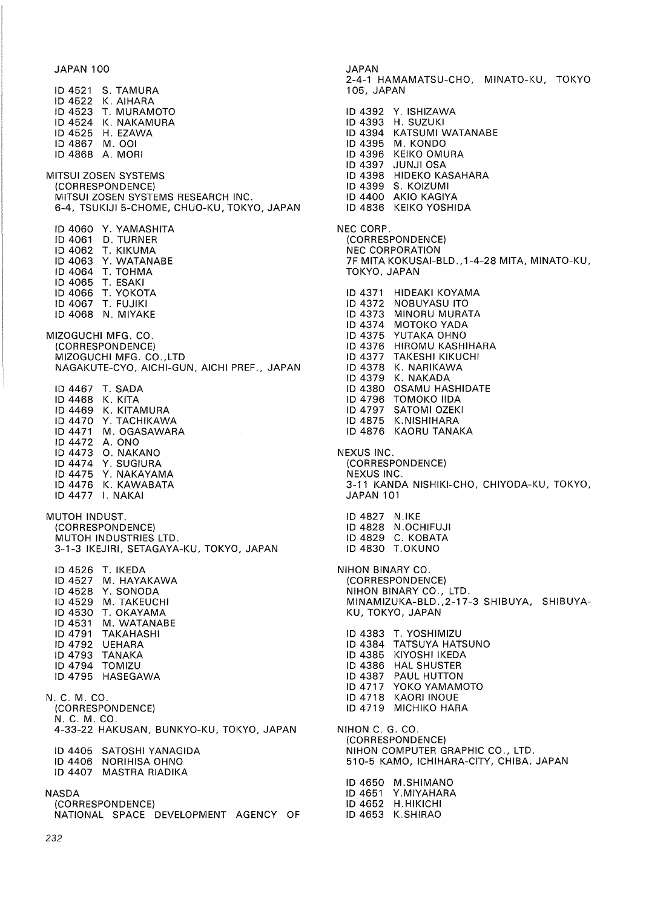JAPAN 100

ID 4521 S. TAMURA
ID 4522 K. AIHARA
ID 4523 T. MURAMOTO
ID 4524 K. NAKAMURA
ID 4525 H. EZAWA
ID 4867 M. OOI
ID 4868 A. MORI

MITSUI ZOSEN SYSTEMS
(CORRESPONDENCE)
MITSUI ZOSEN SYSTEMS RESEARCH INC.
6-4, TSUKIJI 5-CHOME, CHUO-KU, TOKYO, JAPAN

ID 4060 Y. YAMASHITA
ID 4061 D. TURNER
ID 4062 T. KIKUMA
ID 4063 Y. WATANABE
ID 4064 T. TOHMA
ID 4065 T. ESAKI
ID 4066 T. YOKOTA
ID 4067 T. FUJIKI
ID 4068 N. MIYAKE

MIZOGUCHI MFG. CO.
(CORRESPONDENCE)
MIZOGUCHI MFG. CO.,LTD
NAGAKUTE-CYO, AICHI-GUN, AICHI PREF., JAPAN

ID 4467 T. SADA
ID 4468 K. KITA
ID 4469 K. KITAMURA
ID 4470 Y. TACHIKAWA
ID 4471 M. OGASAWARA
ID 4472 A. ONO
ID 4473 O. NAKANO
ID 4474 Y. SUGIURA
ID 4475 Y. NAKAYAMA
ID 4476 K. KAWABATA
ID 4477 I. NAKAI

MUTOH INDUST.
(CORRESPONDENCE)
MUTOH INDUSTRIES LTD.
3-1-3 IKEJIRI, SETAGAYA-KU, TOKYO, JAPAN

ID 4526 T. IKEDA
ID 4527 M. HAYAKAWA
ID 4528 Y. SONODA
ID 4529 M. TAKEUCHI
ID 4530 T. OKAYAMA
ID 4531 M. WATANABE
ID 4791 TAKAHASHI
ID 4792 UEHARA
ID 4793 TANAKA
ID 4794 TOMIZU
ID 4795 HASEGAWA

N. C. M. CO.
(CORRESPONDENCE)
N. C. M. CO.
4-33-22 HAKUSAN, BUNKYO-KU, TOKYO, JAPAN

ID 4405 SATOSHI YANAGIDA
ID 4406 NORIHISA OHNO
ID 4407 MASTRA RIADIKA

NASDA
(CORRESPONDENCE)
NATIONAL SPACE DEVELOPMENT AGENCY OF JAPAN
2-4-1 HAMAMATSU-CHO, MINATO-KU, TOKYO 105, JAPAN

ID 4392 Y. ISHIZAWA
ID 4393 H. SUZUKI
ID 4394 KATSUMI WATANABE
ID 4395 M. KONDO
ID 4396 KEIKO OMURA
ID 4397 JUNJI OSA
ID 4398 HIDEKO KASAHARA
ID 4399 S. KOIZUMI
ID 4400 AKIO KAGIYA
ID 4836 KEIKO YOSHIDA

NEC CORP.
(CORRESPONDENCE)
NEC CORPORATION
7F MITA KOKUSAI-BLD.,1-4-28 MITA, MINATO-KU, TOKYO, JAPAN

ID 4371 HIDEAKI KOYAMA
ID 4372 NOBUYASU ITO
ID 4373 MINORU MURATA
ID 4374 MOTOKO YADA
ID 4375 YUTAKA OHNO
ID 4376 HIROMU KASHIHARA
ID 4377 TAKESHI KIKUCHI
ID 4378 K. NARIKAWA
ID 4379 K. NAKADA
ID 4380 OSAMU HASHIDATE
ID 4796 TOMOKO IIDA
ID 4797 SATOMI OZEKI
ID 4875 K.NISHIHARA
ID 4876 KAORU TANAKA

NEXUS INC.
(CORRESPONDENCE)
NEXUS INC.
3-11 KANDA NISHIKI-CHO, CHIYODA-KU, TOKYO, JAPAN 101

ID 4827 N.IKE
ID 4828 N.OCHIFUJI
ID 4829 C. KOBATA
ID 4830 T.OKUNO

NIHON BINARY CO.
(CORRESPONDENCE)
NIHON BINARY CO., LTD.
MINAMIZUKA-BLD.,2-17-3 SHIBUYA, SHIBUYA-KU, TOKYO, JAPAN

ID 4383 T. YOSHIMIZU
ID 4384 TATSUYA HATSUNO
ID 4385 KIYOSHI IKEDA
ID 4386 HAL SHUSTER
ID 4387 PAUL HUTTON
ID 4717 YOKO YAMAMOTO
ID 4718 KAORI INOUE
ID 4719 MICHIKO HARA

NIHON C. G. CO.
(CORRESPONDENCE)
NIHON COMPUTER GRAPHIC CO., LTD.
510-5 KAMO, ICHIHARA-CITY, CHIBA, JAPAN

ID 4650 M.SHIMANO
ID 4651 Y.MIYAHARA
ID 4652 H.HIKICHI
ID 4653 K.SHIRAO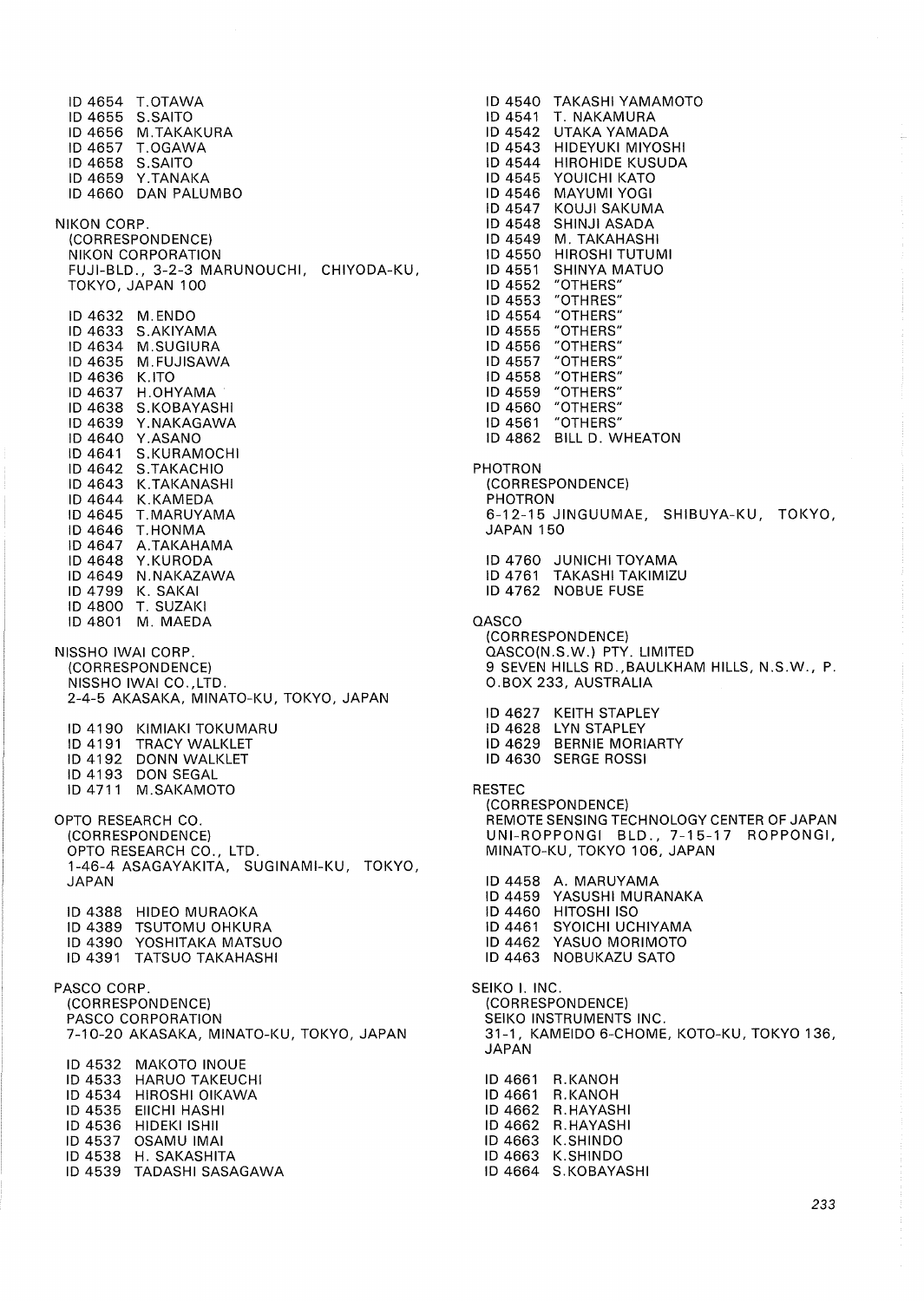ID 4654 T.OTAWA
ID 4655 S.SAITO
ID 4656 M.TAKAKURA
ID 4657 T.OGAWA
ID 4658 S.SAITO
ID 4659 Y.TANAKA
ID 4660 DAN PALUMBO

NIKON CORP.
(CORRESPONDENCE)
NIKON CORPORATION
FUJI-BLD., 3-2-3 MARUNOUCHI, CHIYODA-KU, TOKYO, JAPAN 100

ID 4632 M.ENDO
ID 4633 S.AKIYAMA
ID 4634 M.SUGIURA
ID 4635 M.FUJISAWA
ID 4636 K.ITO
ID 4637 H.OHYAMA
ID 4638 S.KOBAYASHI
ID 4639 Y.NAKAGAWA
ID 4640 Y.ASANO
ID 4641 S.KURAMOCHI
ID 4642 S.TAKACHIO
ID 4643 K.TAKANASHI
ID 4644 K.KAMEDA
ID 4645 T.MARUYAMA
ID 4646 T.HONMA
ID 4647 A.TAKAHAMA
ID 4648 Y.KURODA
ID 4649 N.NAKAZAWA
ID 4799 K. SAKAI
ID 4800 T. SUZAKI
ID 4801 M. MAEDA

NISSHO IWAI CORP.
(CORRESPONDENCE)
NISSHO IWAI CO.,LTD.
2-4-5 AKASAKA, MINATO-KU, TOKYO, JAPAN

ID 4190 KIMIAKI TOKUMARU
ID 4191 TRACY WALKLET
ID 4192 DONN WALKLET
ID 4193 DON SEGAL
ID 4711 M.SAKAMOTO

OPTO RESEARCH CO.
(CORRESPONDENCE)
OPTO RESEARCH CO., LTD.
1-46-4 ASAGAYAKITA, SUGINAMI-KU, TOKYO, JAPAN

ID 4388 HIDEO MURAOKA
ID 4389 TSUTOMU OHKURA
ID 4390 YOSHITAKA MATSUO
ID 4391 TATSUO TAKAHASHI

PASCO CORP.
(CORRESPONDENCE)
PASCO CORPORATION
7-10-20 AKASAKA, MINATO-KU, TOKYO, JAPAN

ID 4532 MAKOTO INOUE
ID 4533 HARUO TAKEUCHI
ID 4534 HIROSHI OIKAWA
ID 4535 EIICHI HASHI
ID 4536 HIDEKI ISHII
ID 4537 OSAMU IMAI
ID 4538 H. SAKASHITA
ID 4539 TADASHI SASAGAWA
ID 4540 TAKASHI YAMAMOTO
ID 4541 T. NAKAMURA
ID 4542 UTAKA YAMADA
ID 4543 HIDEYUKI MIYOSHI
ID 4544 HIROHIDE KUSUDA
ID 4545 YOUICHI KATO
ID 4546 MAYUMI YOGI
ID 4547 KOUJI SAKUMA
ID 4548 SHINJI ASADA
ID 4549 M. TAKAHASHI
ID 4550 HIROSHI TUTUMI
ID 4551 SHINYA MATUO
ID 4552 "OTHERS"
ID 4553 "OTHRES"
ID 4554 "OTHERS"
ID 4555 "OTHERS"
ID 4556 "OTHERS"
ID 4557 "OTHERS"
ID 4558 "OTHERS"
ID 4559 "OTHERS"
ID 4560 "OTHERS"
ID 4561 "OTHERS"
ID 4862 BILL D. WHEATON

PHOTRON
(CORRESPONDENCE)
PHOTRON
6-12-15 JINGUUMAE, SHIBUYA-KU, TOKYO, JAPAN 150

ID 4760 JUNICHI TOYAMA
ID 4761 TAKASHI TAKIMIZU
ID 4762 NOBUE FUSE

QASCO
(CORRESPONDENCE)
QASCO(N.S.W.) PTY. LIMITED
9 SEVEN HILLS RD.,BAULKHAM HILLS, N.S.W., P.O.BOX 233, AUSTRALIA

ID 4627 KEITH STAPLEY
ID 4628 LYN STAPLEY
ID 4629 BERNIE MORIARTY
ID 4630 SERGE ROSSI

RESTEC
(CORRESPONDENCE)
REMOTE SENSING TECHNOLOGY CENTER OF JAPAN
UNI-ROPPONGI BLD., 7-15-17 ROPPONGI, MINATO-KU, TOKYO 106, JAPAN

ID 4458 A. MARUYAMA
ID 4459 YASUSHI MURANAKA
ID 4460 HITOSHI ISO
ID 4461 SYOICHI UCHIYAMA
ID 4462 YASUO MORIMOTO
ID 4463 NOBUKAZU SATO

SEIKO I. INC.
(CORRESPONDENCE)
SEIKO INSTRUMENTS INC.
31-1, KAMEIDO 6-CHOME, KOTO-KU, TOKYO 136, JAPAN

ID 4661 R.KANOH
ID 4661 R.KANOH
ID 4662 R.HAYASHI
ID 4662 R.HAYASHI
ID 4663 K.SHINDO
ID 4663 K.SHINDO
ID 4664 S.KOBAYASHI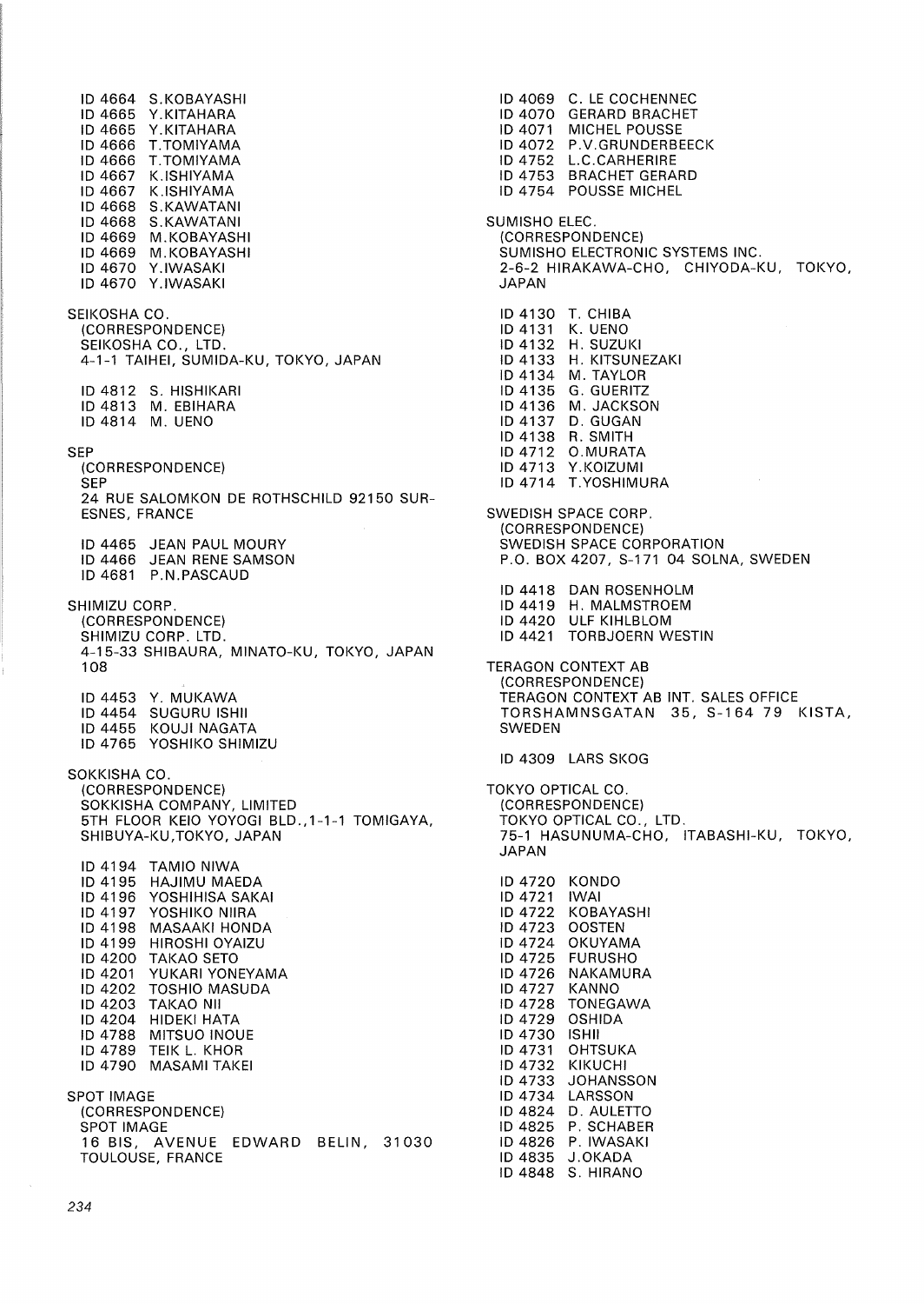ID 4664 S.KOBAYASHI
ID 4665 Y.KITAHARA
ID 4665 Y.KITAHARA
ID 4666 T.TOMIYAMA
ID 4666 T.TOMIYAMA
ID 4667 K.ISHIYAMA
ID 4667 K.ISHIYAMA
ID 4668 S.KAWATANI
ID 4668 S.KAWATANI
ID 4669 M.KOBAYASHI
ID 4669 M.KOBAYASHI
ID 4670 Y.IWASAKI
ID 4670 Y.IWASAKI

SEIKOSHA CO.
(CORRESPONDENCE)
SEIKOSHA CO., LTD.
4-1-1 TAIHEI, SUMIDA-KU, TOKYO, JAPAN

ID 4812 S. HISHIKARI
ID 4813 M. EBIHARA
ID 4814 M. UENO

SEP
(CORRESPONDENCE)
SEP
24 RUE SALOMKON DE ROTHSCHILD 92150 SURESNES, FRANCE

ID 4465 JEAN PAUL MOURY
ID 4466 JEAN RENE SAMSON
ID 4681 P.N.PASCAUD

SHIMIZU CORP.
(CORRESPONDENCE)
SHIMIZU CORP. LTD.
4-15-33 SHIBAURA, MINATO-KU, TOKYO, JAPAN 108

ID 4453 Y. MUKAWA
ID 4454 SUGURU ISHII
ID 4455 KOUJI NAGATA
ID 4765 YOSHIKO SHIMIZU

SOKKISHA CO.
(CORRESPONDENCE)
SOKKISHA COMPANY, LIMITED
5TH FLOOR KEIO YOYOGI BLD.,1-1-1 TOMIGAYA, SHIBUYA-KU,TOKYO, JAPAN

ID 4194 TAMIO NIWA
ID 4195 HAJIMU MAEDA
ID 4196 YOSHIHISA SAKAI
ID 4197 YOSHIKO NIIRA
ID 4198 MASAAKI HONDA
ID 4199 HIROSHI OYAIZU
ID 4200 TAKAO SETO
ID 4201 YUKARI YONEYAMA
ID 4202 TOSHIO MASUDA
ID 4203 TAKAO NII
ID 4204 HIDEKI HATA
ID 4788 MITSUO INOUE
ID 4789 TEIK L. KHOR
ID 4790 MASAMI TAKEI

SPOT IMAGE
(CORRESPONDENCE)
SPOT IMAGE
16 BIS, AVENUE EDWARD BELIN, 31030 TOULOUSE, FRANCE

ID 4069 C. LE COCHENNEC
ID 4070 GERARD BRACHET
ID 4071 MICHEL POUSSE
ID 4072 P.V.GRUNDERBEECK
ID 4752 L.C.CARHERIRE
ID 4753 BRACHET GERARD
ID 4754 POUSSE MICHEL

SUMISHO ELEC.
(CORRESPONDENCE)
SUMISHO ELECTRONIC SYSTEMS INC.
2-6-2 HIRAKAWA-CHO, CHIYODA-KU, TOKYO, JAPAN

ID 4130 T. CHIBA
ID 4131 K. UENO
ID 4132 H. SUZUKI
ID 4133 H. KITSUNEZAKI
ID 4134 M. TAYLOR
ID 4135 G. GUERITZ
ID 4136 M. JACKSON
ID 4137 D. GUGAN
ID 4138 R. SMITH
ID 4712 O.MURATA
ID 4713 Y.KOIZUMI
ID 4714 T.YOSHIMURA

SWEDISH SPACE CORP.
(CORRESPONDENCE)
SWEDISH SPACE CORPORATION
P.O. BOX 4207, S-171 04 SOLNA, SWEDEN

ID 4418 DAN ROSENHOLM
ID 4419 H. MALMSTROEM
ID 4420 ULF KIHLBLOM
ID 4421 TORBJOERN WESTIN

TERAGON CONTEXT AB
(CORRESPONDENCE)
TERAGON CONTEXT AB INT. SALES OFFICE
TORSHAMNSGATAN 35, S-164 79 KISTA, SWEDEN

ID 4309 LARS SKOG

TOKYO OPTICAL CO.
(CORRESPONDENCE)
TOKYO OPTICAL CO., LTD.
75-1 HASUNUMA-CHO, ITABASHI-KU, TOKYO, JAPAN

ID 4720 KONDO
ID 4721 IWAI
ID 4722 KOBAYASHI
ID 4723 OOSTEN
ID 4724 OKUYAMA
ID 4725 FURUSHO
ID 4726 NAKAMURA
ID 4727 KANNO
ID 4728 TONEGAWA
ID 4729 OSHIDA
ID 4730 ISHII
ID 4731 OHTSUKA
ID 4732 KIKUCHI
ID 4733 JOHANSSON
ID 4734 LARSSON
ID 4824 D. AULETTO
ID 4825 P. SCHABER
ID 4826 P. IWASAKI
ID 4835 J.OKADA
ID 4848 S. HIRANO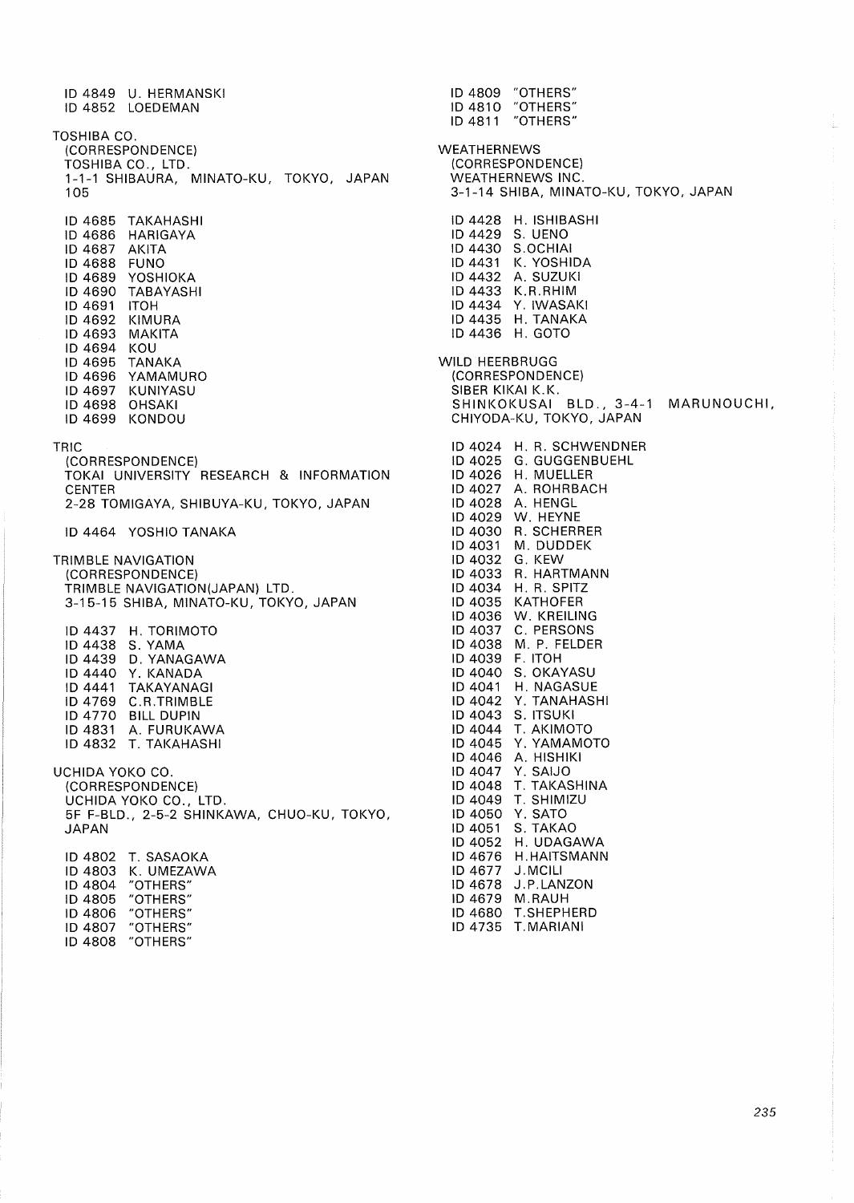ID 4849 U. HERMANSKI
ID 4852 LOEDEMAN

TOSHIBA CO.
(CORRESPONDENCE)
TOSHIBA CO., LTD.
1-1-1 SHIBAURA, MINATO-KU, TOKYO, JAPAN 105

ID 4685 TAKAHASHI
ID 4686 HARIGAYA
ID 4687 AKITA
ID 4688 FUNO
ID 4689 YOSHIOKA
ID 4690 TABAYASHI
ID 4691 ITOH
ID 4692 KIMURA
ID 4693 MAKITA
ID 4694 KOU
ID 4695 TANAKA
ID 4696 YAMAMURO
ID 4697 KUNIYASU
ID 4698 OHSAKI
ID 4699 KONDOU

TRIC
(CORRESPONDENCE)
TOKAI UNIVERSITY RESEARCH & INFORMATION CENTER
2-28 TOMIGAYA, SHIBUYA-KU, TOKYO, JAPAN

ID 4464 YOSHIO TANAKA

TRIMBLE NAVIGATION
(CORRESPONDENCE)
TRIMBLE NAVIGATION(JAPAN) LTD.
3-15-15 SHIBA, MINATO-KU, TOKYO, JAPAN

ID 4437 H. TORIMOTO
ID 4438 S. YAMA
ID 4439 D. YANAGAWA
ID 4440 Y. KANADA
ID 4441 TAKAYANAGI
ID 4769 C.R.TRIMBLE
ID 4770 BILL DUPIN
ID 4831 A. FURUKAWA
ID 4832 T. TAKAHASHI

UCHIDA YOKO CO.
(CORRESPONDENCE)
UCHIDA YOKO CO., LTD.
5F F-BLD., 2-5-2 SHINKAWA, CHUO-KU, TOKYO, JAPAN

ID 4802 T. SASAOKA
ID 4803 K. UMEZAWA
ID 4804 "OTHERS"
ID 4805 "OTHERS"
ID 4806 "OTHERS"
ID 4807 "OTHERS"
ID 4808 "OTHERS"
ID 4809 "OTHERS"
ID 4810 "OTHERS"
ID 4811 "OTHERS"

WEATHERNEWS
(CORRESPONDENCE)
WEATHERNEWS INC.
3-1-14 SHIBA, MINATO-KU, TOKYO, JAPAN

ID 4428 H. ISHIBASHI
ID 4429 S. UENO
ID 4430 S.OCHIAI
ID 4431 K. YOSHIDA
ID 4432 A. SUZUKI
ID 4433 K.R.RHIM
ID 4434 Y. IWASAKI
ID 4435 H. TANAKA
ID 4436 H. GOTO

WILD HEERBRUGG
(CORRESPONDENCE)
SIBER KIKAI K.K.
SHINKOKUSAI BLD., 3-4-1 MARUNOUCHI, CHIYODA-KU, TOKYO, JAPAN

ID 4024 H. R. SCHWENDNER
ID 4025 G. GUGGENBUEHL
ID 4026 H. MUELLER
ID 4027 A. ROHRBACH
ID 4028 A. HENGL
ID 4029 W. HEYNE
ID 4030 R. SCHERRER
ID 4031 M. DUDDEK
ID 4032 G. KEW
ID 4033 R. HARTMANN
ID 4034 H. R. SPITZ
ID 4035 KATHOFER
ID 4036 W. KREILING
ID 4037 C. PERSONS
ID 4038 M. P. FELDER
ID 4039 F. ITOH
ID 4040 S. OKAYASU
ID 4041 H. NAGASUE
ID 4042 Y. TANAHASHI
ID 4043 S. ITSUKI
ID 4044 T. AKIMOTO
ID 4045 Y. YAMAMOTO
ID 4046 A. HISHIKI
ID 4047 Y. SAIJO
ID 4048 T. TAKASHINA
ID 4049 T. SHIMIZU
ID 4050 Y. SATO
ID 4051 S. TAKAO
ID 4052 H. UDAGAWA
ID 4676 H.HAITSMANN
ID 4677 J.MCILI
ID 4678 J.P.LANZON
ID 4679 M.RAUH
ID 4680 T.SHEPHERD
ID 4735 T.MARIANI